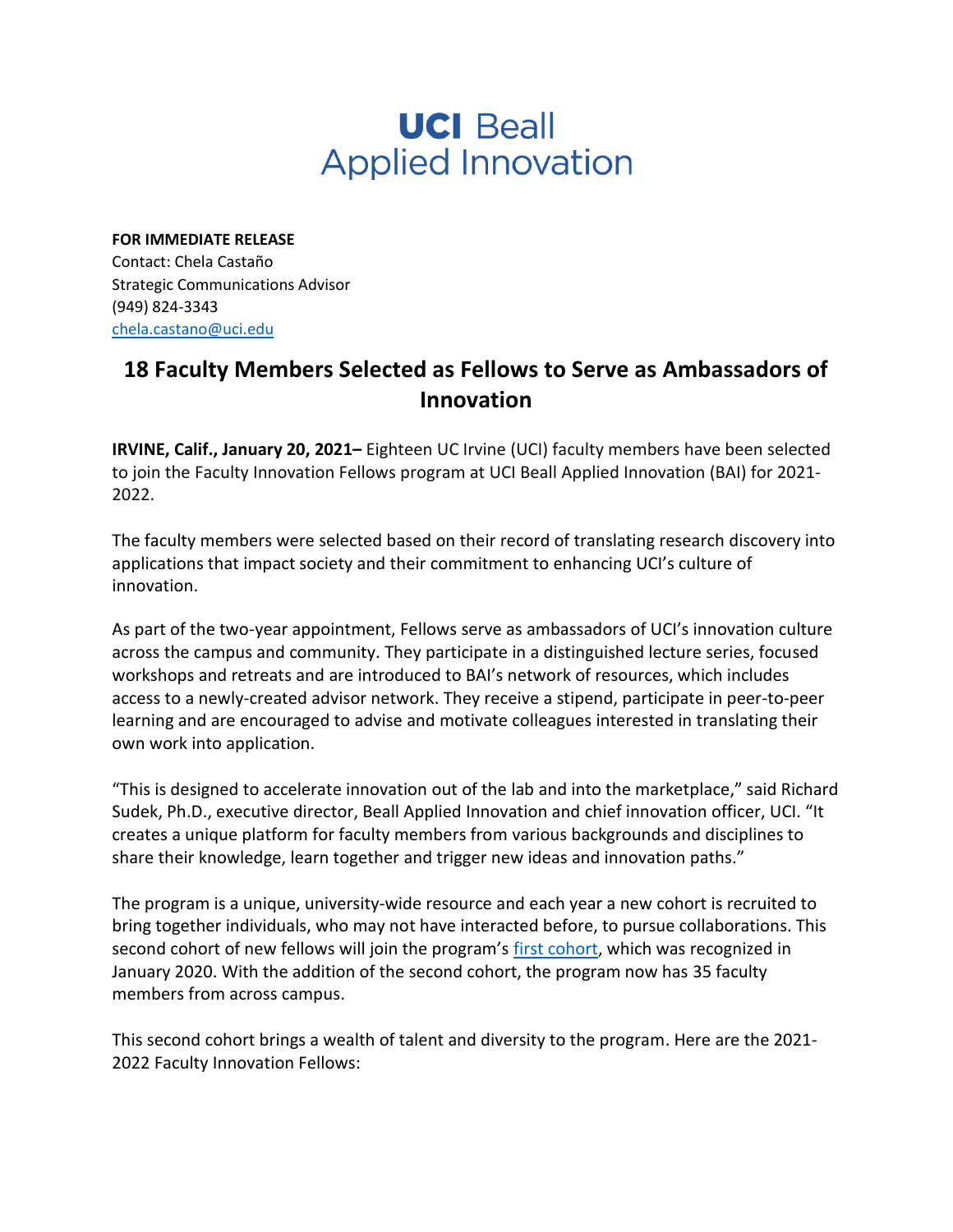# UCI Beall Applied Innovation

**FOR IMMEDIATE RELEASE**
Contact: Chela Castaño
Strategic Communications Advisor
(949) 824-3343
chela.castano@uci.edu

## 18 Faculty Members Selected as Fellows to Serve as Ambassadors of Innovation

**IRVINE, Calif., January 20, 2021–** Eighteen UC Irvine (UCI) faculty members have been selected to join the Faculty Innovation Fellows program at UCI Beall Applied Innovation (BAI) for 2021-2022.

The faculty members were selected based on their record of translating research discovery into applications that impact society and their commitment to enhancing UCI's culture of innovation.

As part of the two-year appointment, Fellows serve as ambassadors of UCI's innovation culture across the campus and community. They participate in a distinguished lecture series, focused workshops and retreats and are introduced to BAI's network of resources, which includes access to a newly-created advisor network. They receive a stipend, participate in peer-to-peer learning and are encouraged to advise and motivate colleagues interested in translating their own work into application.

"This is designed to accelerate innovation out of the lab and into the marketplace," said Richard Sudek, Ph.D., executive director, Beall Applied Innovation and chief innovation officer, UCI. "It creates a unique platform for faculty members from various backgrounds and disciplines to share their knowledge, learn together and trigger new ideas and innovation paths."

The program is a unique, university-wide resource and each year a new cohort is recruited to bring together individuals, who may not have interacted before, to pursue collaborations. This second cohort of new fellows will join the program's first cohort, which was recognized in January 2020. With the addition of the second cohort, the program now has 35 faculty members from across campus.

This second cohort brings a wealth of talent and diversity to the program. Here are the 2021-2022 Faculty Innovation Fellows: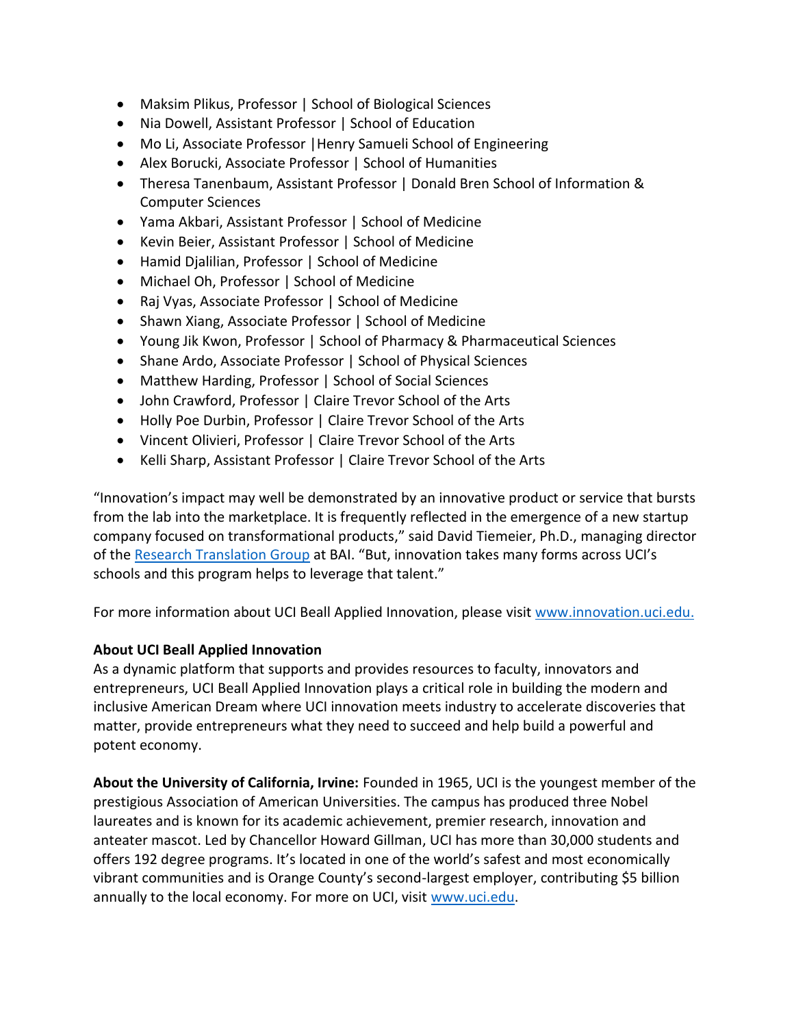- Maksim Plikus, Professor | School of Biological Sciences
- Nia Dowell, Assistant Professor | School of Education
- Mo Li, Associate Professor |Henry Samueli School of Engineering
- Alex Borucki, Associate Professor | School of Humanities
- Theresa Tanenbaum, Assistant Professor | Donald Bren School of Information & Computer Sciences
- Yama Akbari, Assistant Professor | School of Medicine
- Kevin Beier, Assistant Professor | School of Medicine
- Hamid Djalilian, Professor | School of Medicine
- Michael Oh, Professor | School of Medicine
- Raj Vyas, Associate Professor | School of Medicine
- Shawn Xiang, Associate Professor | School of Medicine
- Young Jik Kwon, Professor | School of Pharmacy & Pharmaceutical Sciences
- Shane Ardo, Associate Professor | School of Physical Sciences
- Matthew Harding, Professor | School of Social Sciences
- John Crawford, Professor | Claire Trevor School of the Arts
- Holly Poe Durbin, Professor | Claire Trevor School of the Arts
- Vincent Olivieri, Professor | Claire Trevor School of the Arts
- Kelli Sharp, Assistant Professor | Claire Trevor School of the Arts

"Innovation's impact may well be demonstrated by an innovative product or service that bursts from the lab into the marketplace. It is frequently reflected in the emergence of a new startup company focused on transformational products," said David Tiemeier, Ph.D., managing director of the Research Translation Group at BAI. "But, innovation takes many forms across UCI's schools and this program helps to leverage that talent."

For more information about UCI Beall Applied Innovation, please visit www.innovation.uci.edu.

**About UCI Beall Applied Innovation**
As a dynamic platform that supports and provides resources to faculty, innovators and entrepreneurs, UCI Beall Applied Innovation plays a critical role in building the modern and inclusive American Dream where UCI innovation meets industry to accelerate discoveries that matter, provide entrepreneurs what they need to succeed and help build a powerful and potent economy.

**About the University of California, Irvine:** Founded in 1965, UCI is the youngest member of the prestigious Association of American Universities. The campus has produced three Nobel laureates and is known for its academic achievement, premier research, innovation and anteater mascot. Led by Chancellor Howard Gillman, UCI has more than 30,000 students and offers 192 degree programs. It's located in one of the world's safest and most economically vibrant communities and is Orange County's second-largest employer, contributing $5 billion annually to the local economy. For more on UCI, visit www.uci.edu.